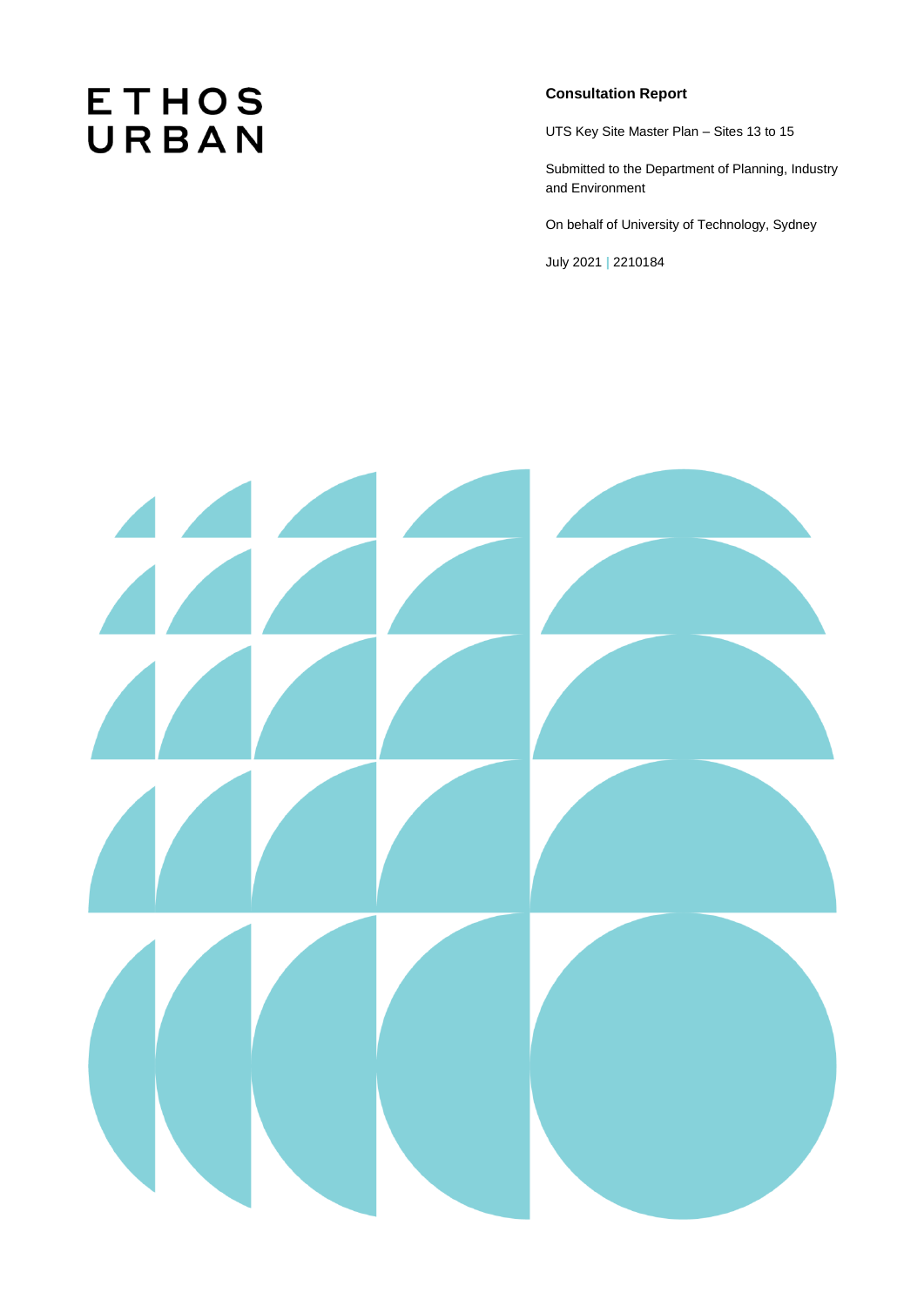ETHOS
URBAN

**Consultation Report**

UTS Key Site Master Plan – Sites 13 to 15

Submitted to the Department of Planning, Industry and Environment

On behalf of University of Technology, Sydney

July 2021 | 2210184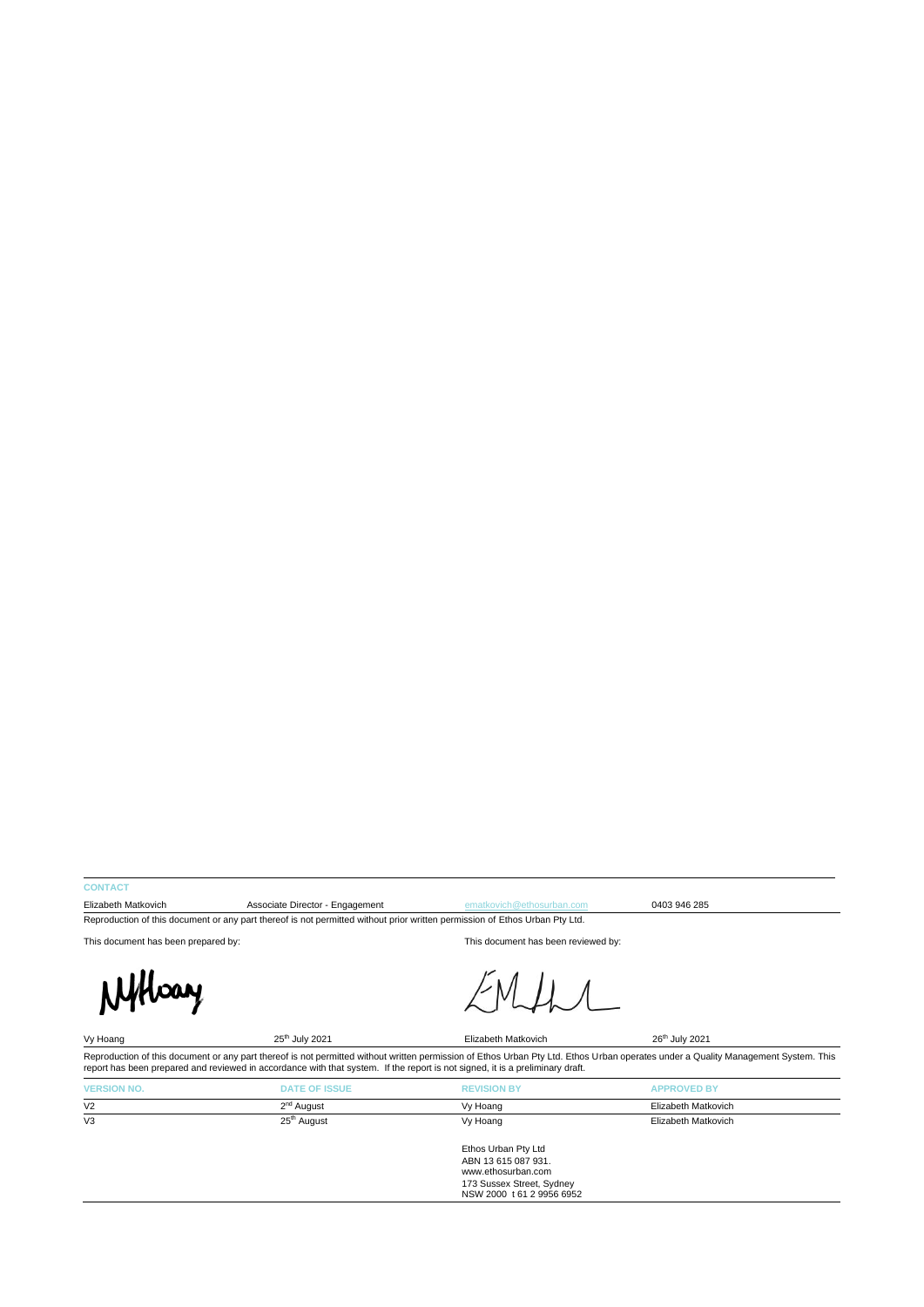**CONTACT**

| Elizabeth Matkovich | Associate Director - Engagement | ematkovich@ethosurban.com | 0403 946 285 |
|---|---|---|---|

Reproduction of this document or any part thereof is not permitted without prior written permission of Ethos Urban Pty Ltd.

| This document has been prepared by: | | This document has been reviewed by: | |
|---|---|---|---|
| Vy Hoang | 25th July 2021 | Elizabeth Matkovich | 26th July 2021 |

Reproduction of this document or any part thereof is not permitted without written permission of Ethos Urban Pty Ltd. Ethos Urban operates under a Quality Management System. This report has been prepared and reviewed in accordance with that system. If the report is not signed, it is a preliminary draft.

| VERSION NO. | DATE OF ISSUE | REVISION BY | APPROVED BY |
|---|---|---|---|
| V2 | 2nd August | Vy Hoang | Elizabeth Matkovich |
| V3 | 25th August | Vy Hoang | Elizabeth Matkovich |

Ethos Urban Pty Ltd
ABN 13 615 087 931.
www.ethosurban.com
173 Sussex Street, Sydney
NSW 2000 t 61 2 9956 6952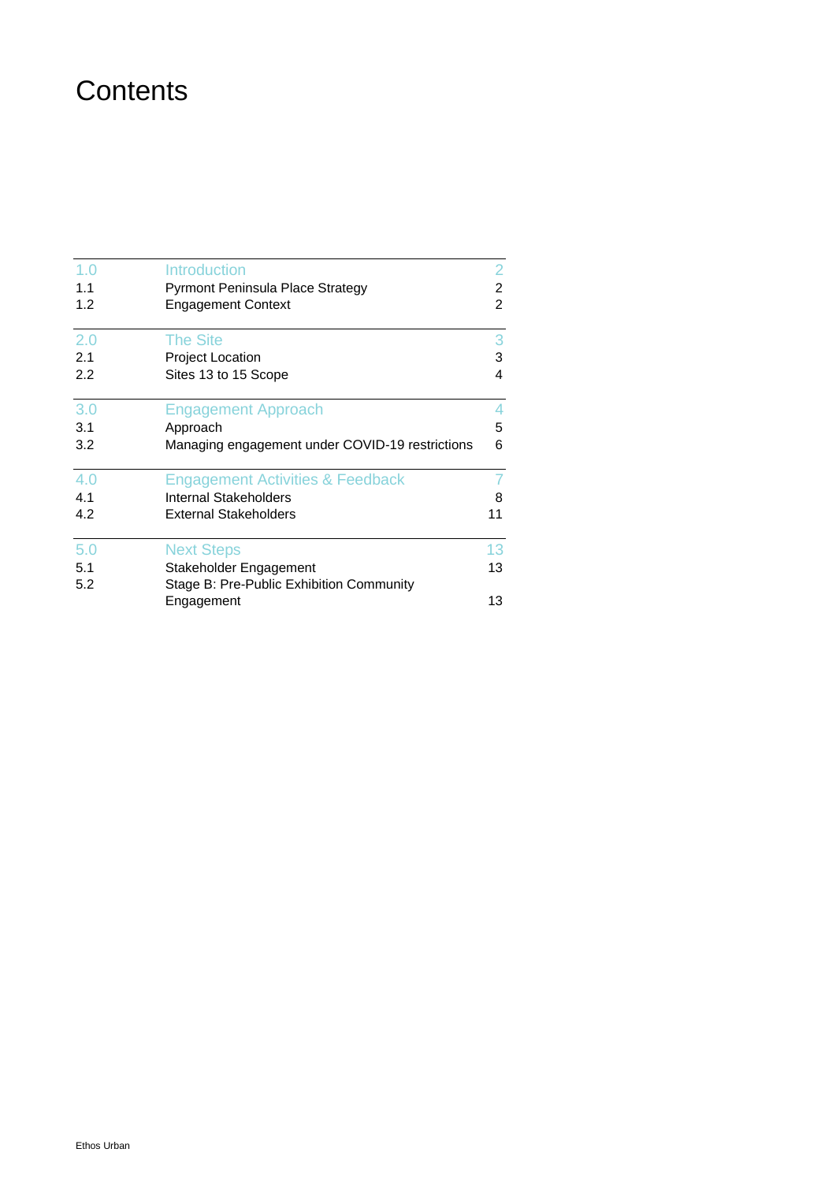# Contents

| | | |
|---|---|---|
| 1.0 | Introduction | 2 |
| 1.1 | Pyrmont Peninsula Place Strategy | 2 |
| 1.2 | Engagement Context | 2 |
| 2.0 | The Site | 3 |
| 2.1 | Project Location | 3 |
| 2.2 | Sites 13 to 15 Scope | 4 |
| 3.0 | Engagement Approach | 4 |
| 3.1 | Approach | 5 |
| 3.2 | Managing engagement under COVID-19 restrictions | 6 |
| 4.0 | Engagement Activities & Feedback | 7 |
| 4.1 | Internal Stakeholders | 8 |
| 4.2 | External Stakeholders | 11 |
| 5.0 | Next Steps | 13 |
| 5.1 | Stakeholder Engagement | 13 |
| 5.2 | Stage B: Pre-Public Exhibition Community Engagement | 13 |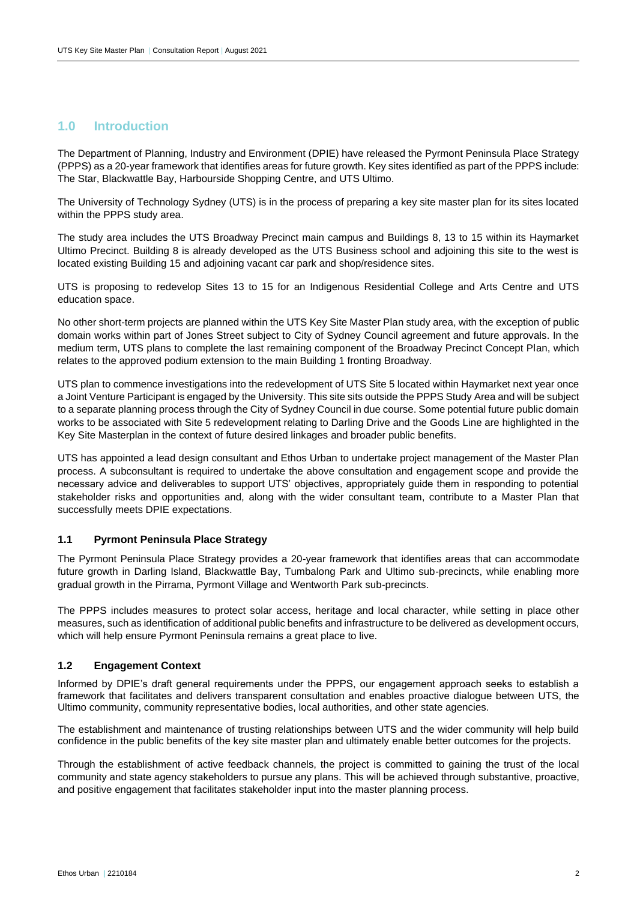## 1.0 Introduction

The Department of Planning, Industry and Environment (DPIE) have released the Pyrmont Peninsula Place Strategy (PPPS) as a 20-year framework that identifies areas for future growth. Key sites identified as part of the PPPS include: The Star, Blackwattle Bay, Harbourside Shopping Centre, and UTS Ultimo.

The University of Technology Sydney (UTS) is in the process of preparing a key site master plan for its sites located within the PPPS study area.

The study area includes the UTS Broadway Precinct main campus and Buildings 8, 13 to 15 within its Haymarket Ultimo Precinct. Building 8 is already developed as the UTS Business school and adjoining this site to the west is located existing Building 15 and adjoining vacant car park and shop/residence sites.

UTS is proposing to redevelop Sites 13 to 15 for an Indigenous Residential College and Arts Centre and UTS education space.

No other short-term projects are planned within the UTS Key Site Master Plan study area, with the exception of public domain works within part of Jones Street subject to City of Sydney Council agreement and future approvals. In the medium term, UTS plans to complete the last remaining component of the Broadway Precinct Concept Plan, which relates to the approved podium extension to the main Building 1 fronting Broadway.

UTS plan to commence investigations into the redevelopment of UTS Site 5 located within Haymarket next year once a Joint Venture Participant is engaged by the University. This site sits outside the PPPS Study Area and will be subject to a separate planning process through the City of Sydney Council in due course. Some potential future public domain works to be associated with Site 5 redevelopment relating to Darling Drive and the Goods Line are highlighted in the Key Site Masterplan in the context of future desired linkages and broader public benefits.

UTS has appointed a lead design consultant and Ethos Urban to undertake project management of the Master Plan process. A subconsultant is required to undertake the above consultation and engagement scope and provide the necessary advice and deliverables to support UTS' objectives, appropriately guide them in responding to potential stakeholder risks and opportunities and, along with the wider consultant team, contribute to a Master Plan that successfully meets DPIE expectations.

### 1.1 Pyrmont Peninsula Place Strategy

The Pyrmont Peninsula Place Strategy provides a 20-year framework that identifies areas that can accommodate future growth in Darling Island, Blackwattle Bay, Tumbalong Park and Ultimo sub-precincts, while enabling more gradual growth in the Pirrama, Pyrmont Village and Wentworth Park sub-precincts.

The PPPS includes measures to protect solar access, heritage and local character, while setting in place other measures, such as identification of additional public benefits and infrastructure to be delivered as development occurs, which will help ensure Pyrmont Peninsula remains a great place to live.

### 1.2 Engagement Context

Informed by DPIE's draft general requirements under the PPPS, our engagement approach seeks to establish a framework that facilitates and delivers transparent consultation and enables proactive dialogue between UTS, the Ultimo community, community representative bodies, local authorities, and other state agencies.

The establishment and maintenance of trusting relationships between UTS and the wider community will help build confidence in the public benefits of the key site master plan and ultimately enable better outcomes for the projects.

Through the establishment of active feedback channels, the project is committed to gaining the trust of the local community and state agency stakeholders to pursue any plans. This will be achieved through substantive, proactive, and positive engagement that facilitates stakeholder input into the master planning process.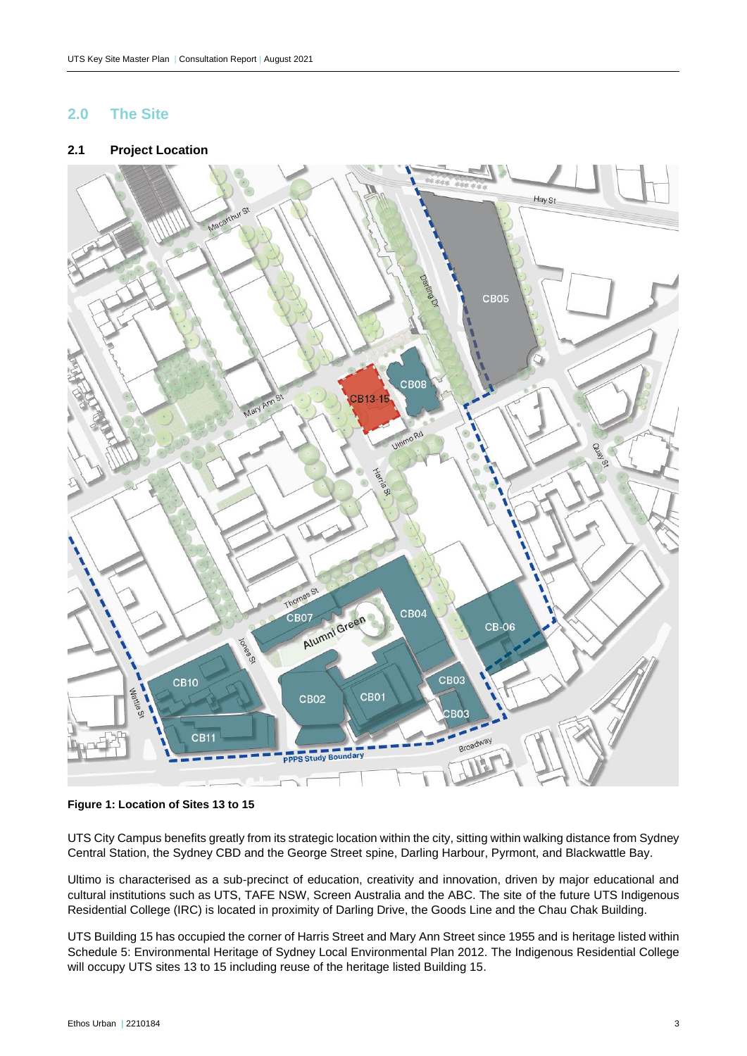## 2.0 The Site

### 2.1 Project Location

**Figure 1: Location of Sites 13 to 15**

UTS City Campus benefits greatly from its strategic location within the city, sitting within walking distance from Sydney Central Station, the Sydney CBD and the George Street spine, Darling Harbour, Pyrmont, and Blackwattle Bay.

Ultimo is characterised as a sub-precinct of education, creativity and innovation, driven by major educational and cultural institutions such as UTS, TAFE NSW, Screen Australia and the ABC. The site of the future UTS Indigenous Residential College (IRC) is located in proximity of Darling Drive, the Goods Line and the Chau Chak Building.

UTS Building 15 has occupied the corner of Harris Street and Mary Ann Street since 1955 and is heritage listed within Schedule 5: Environmental Heritage of Sydney Local Environmental Plan 2012. The Indigenous Residential College will occupy UTS sites 13 to 15 including reuse of the heritage listed Building 15.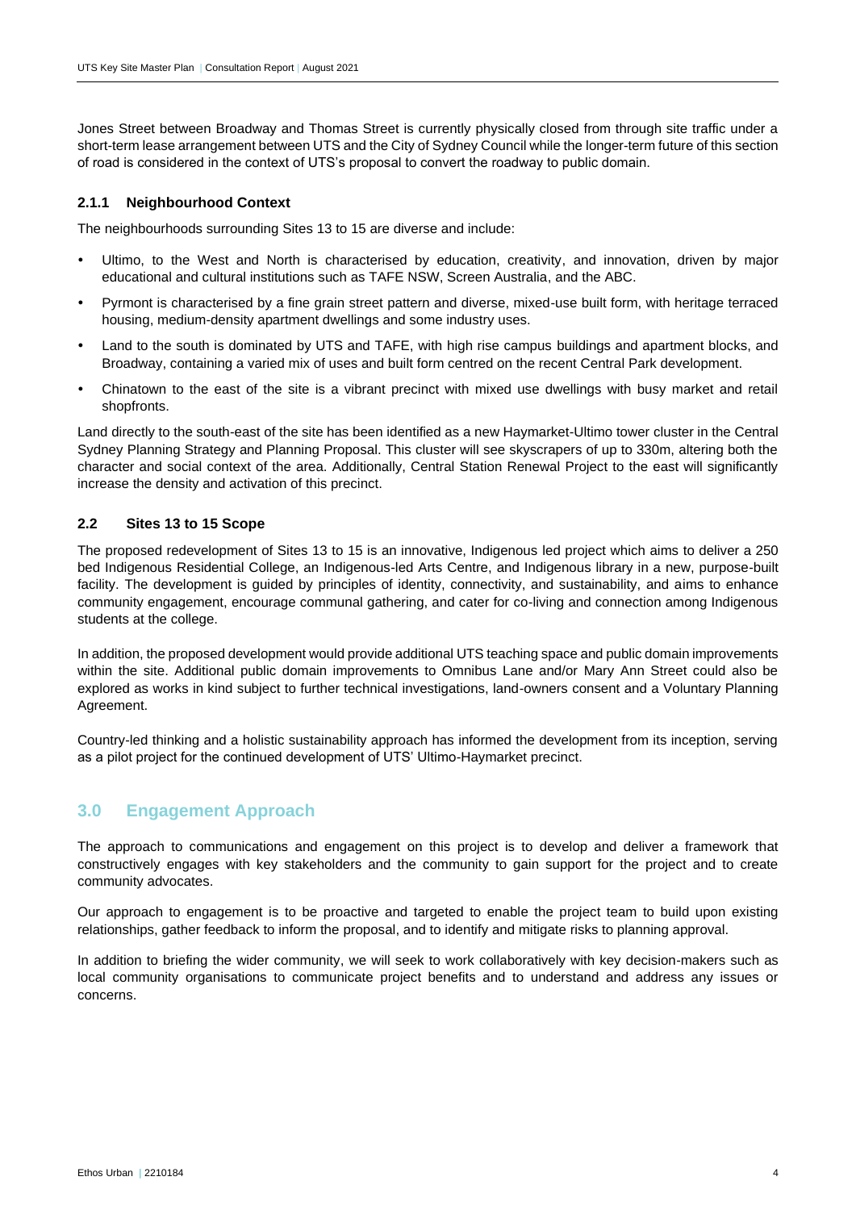Jones Street between Broadway and Thomas Street is currently physically closed from through site traffic under a short-term lease arrangement between UTS and the City of Sydney Council while the longer-term future of this section of road is considered in the context of UTS's proposal to convert the roadway to public domain.

### 2.1.1 Neighbourhood Context

The neighbourhoods surrounding Sites 13 to 15 are diverse and include:

- Ultimo, to the West and North is characterised by education, creativity, and innovation, driven by major educational and cultural institutions such as TAFE NSW, Screen Australia, and the ABC.
- Pyrmont is characterised by a fine grain street pattern and diverse, mixed-use built form, with heritage terraced housing, medium-density apartment dwellings and some industry uses.
- Land to the south is dominated by UTS and TAFE, with high rise campus buildings and apartment blocks, and Broadway, containing a varied mix of uses and built form centred on the recent Central Park development.
- Chinatown to the east of the site is a vibrant precinct with mixed use dwellings with busy market and retail shopfronts.

Land directly to the south-east of the site has been identified as a new Haymarket-Ultimo tower cluster in the Central Sydney Planning Strategy and Planning Proposal. This cluster will see skyscrapers of up to 330m, altering both the character and social context of the area. Additionally, Central Station Renewal Project to the east will significantly increase the density and activation of this precinct.

### 2.2 Sites 13 to 15 Scope

The proposed redevelopment of Sites 13 to 15 is an innovative, Indigenous led project which aims to deliver a 250 bed Indigenous Residential College, an Indigenous-led Arts Centre, and Indigenous library in a new, purpose-built facility. The development is guided by principles of identity, connectivity, and sustainability, and aims to enhance community engagement, encourage communal gathering, and cater for co-living and connection among Indigenous students at the college.

In addition, the proposed development would provide additional UTS teaching space and public domain improvements within the site. Additional public domain improvements to Omnibus Lane and/or Mary Ann Street could also be explored as works in kind subject to further technical investigations, land-owners consent and a Voluntary Planning Agreement.

Country-led thinking and a holistic sustainability approach has informed the development from its inception, serving as a pilot project for the continued development of UTS' Ultimo-Haymarket precinct.

## 3.0 Engagement Approach

The approach to communications and engagement on this project is to develop and deliver a framework that constructively engages with key stakeholders and the community to gain support for the project and to create community advocates.

Our approach to engagement is to be proactive and targeted to enable the project team to build upon existing relationships, gather feedback to inform the proposal, and to identify and mitigate risks to planning approval.

In addition to briefing the wider community, we will seek to work collaboratively with key decision-makers such as local community organisations to communicate project benefits and to understand and address any issues or concerns.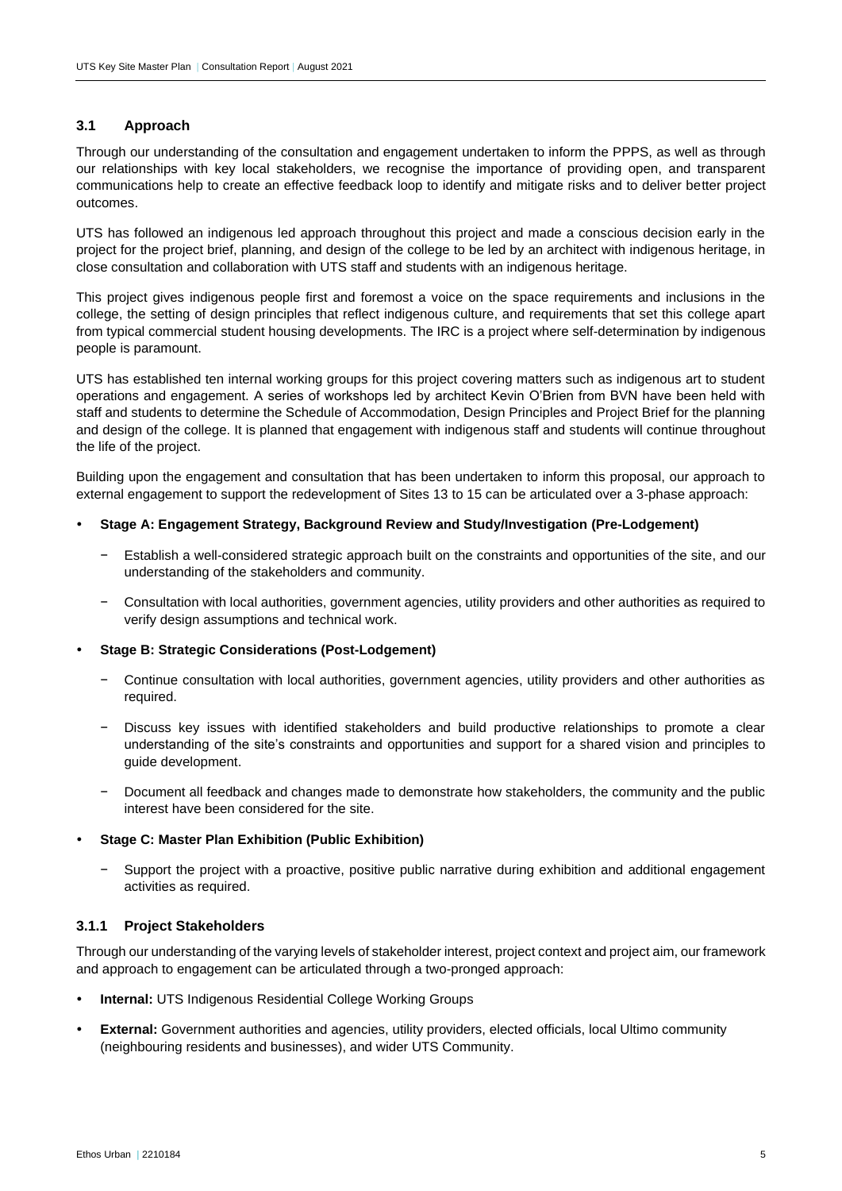### 3.1 Approach

Through our understanding of the consultation and engagement undertaken to inform the PPPS, as well as through our relationships with key local stakeholders, we recognise the importance of providing open, and transparent communications help to create an effective feedback loop to identify and mitigate risks and to deliver better project outcomes.

UTS has followed an indigenous led approach throughout this project and made a conscious decision early in the project for the project brief, planning, and design of the college to be led by an architect with indigenous heritage, in close consultation and collaboration with UTS staff and students with an indigenous heritage.

This project gives indigenous people first and foremost a voice on the space requirements and inclusions in the college, the setting of design principles that reflect indigenous culture, and requirements that set this college apart from typical commercial student housing developments. The IRC is a project where self-determination by indigenous people is paramount.

UTS has established ten internal working groups for this project covering matters such as indigenous art to student operations and engagement. A series of workshops led by architect Kevin O'Brien from BVN have been held with staff and students to determine the Schedule of Accommodation, Design Principles and Project Brief for the planning and design of the college. It is planned that engagement with indigenous staff and students will continue throughout the life of the project.

Building upon the engagement and consultation that has been undertaken to inform this proposal, our approach to external engagement to support the redevelopment of Sites 13 to 15 can be articulated over a 3-phase approach:

- **Stage A: Engagement Strategy, Background Review and Study/Investigation (Pre-Lodgement)**
  - Establish a well-considered strategic approach built on the constraints and opportunities of the site, and our understanding of the stakeholders and community.
  - Consultation with local authorities, government agencies, utility providers and other authorities as required to verify design assumptions and technical work.
- **Stage B: Strategic Considerations (Post-Lodgement)**
  - Continue consultation with local authorities, government agencies, utility providers and other authorities as required.
  - Discuss key issues with identified stakeholders and build productive relationships to promote a clear understanding of the site's constraints and opportunities and support for a shared vision and principles to guide development.
  - Document all feedback and changes made to demonstrate how stakeholders, the community and the public interest have been considered for the site.
- **Stage C: Master Plan Exhibition (Public Exhibition)**
  - Support the project with a proactive, positive public narrative during exhibition and additional engagement activities as required.

#### 3.1.1 Project Stakeholders

Through our understanding of the varying levels of stakeholder interest, project context and project aim, our framework and approach to engagement can be articulated through a two-pronged approach:

- **Internal:** UTS Indigenous Residential College Working Groups
- **External:** Government authorities and agencies, utility providers, elected officials, local Ultimo community (neighbouring residents and businesses), and wider UTS Community.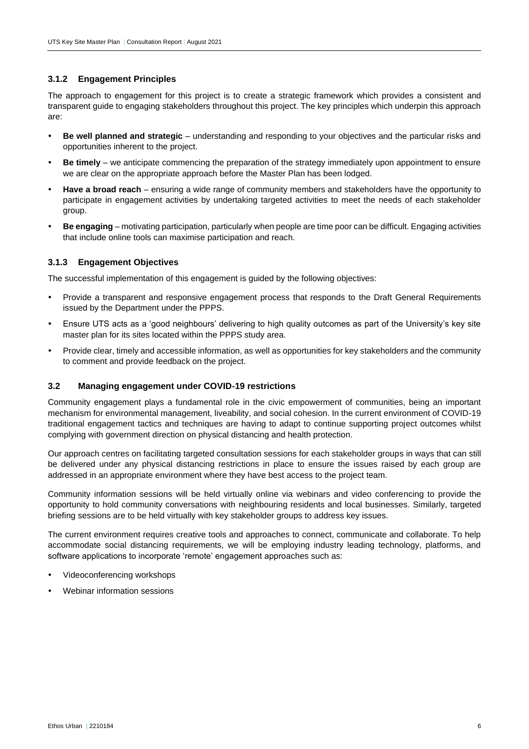### 3.1.2 Engagement Principles

The approach to engagement for this project is to create a strategic framework which provides a consistent and transparent guide to engaging stakeholders throughout this project. The key principles which underpin this approach are:

- **Be well planned and strategic** – understanding and responding to your objectives and the particular risks and opportunities inherent to the project.
- **Be timely** – we anticipate commencing the preparation of the strategy immediately upon appointment to ensure we are clear on the appropriate approach before the Master Plan has been lodged.
- **Have a broad reach** – ensuring a wide range of community members and stakeholders have the opportunity to participate in engagement activities by undertaking targeted activities to meet the needs of each stakeholder group.
- **Be engaging** – motivating participation, particularly when people are time poor can be difficult. Engaging activities that include online tools can maximise participation and reach.

### 3.1.3 Engagement Objectives

The successful implementation of this engagement is guided by the following objectives:

- Provide a transparent and responsive engagement process that responds to the Draft General Requirements issued by the Department under the PPPS.
- Ensure UTS acts as a 'good neighbours' delivering to high quality outcomes as part of the University's key site master plan for its sites located within the PPPS study area.
- Provide clear, timely and accessible information, as well as opportunities for key stakeholders and the community to comment and provide feedback on the project.

## 3.2 Managing engagement under COVID-19 restrictions

Community engagement plays a fundamental role in the civic empowerment of communities, being an important mechanism for environmental management, liveability, and social cohesion. In the current environment of COVID-19 traditional engagement tactics and techniques are having to adapt to continue supporting project outcomes whilst complying with government direction on physical distancing and health protection.

Our approach centres on facilitating targeted consultation sessions for each stakeholder groups in ways that can still be delivered under any physical distancing restrictions in place to ensure the issues raised by each group are addressed in an appropriate environment where they have best access to the project team.

Community information sessions will be held virtually online via webinars and video conferencing to provide the opportunity to hold community conversations with neighbouring residents and local businesses. Similarly, targeted briefing sessions are to be held virtually with key stakeholder groups to address key issues.

The current environment requires creative tools and approaches to connect, communicate and collaborate. To help accommodate social distancing requirements, we will be employing industry leading technology, platforms, and software applications to incorporate 'remote' engagement approaches such as:

- Videoconferencing workshops
- Webinar information sessions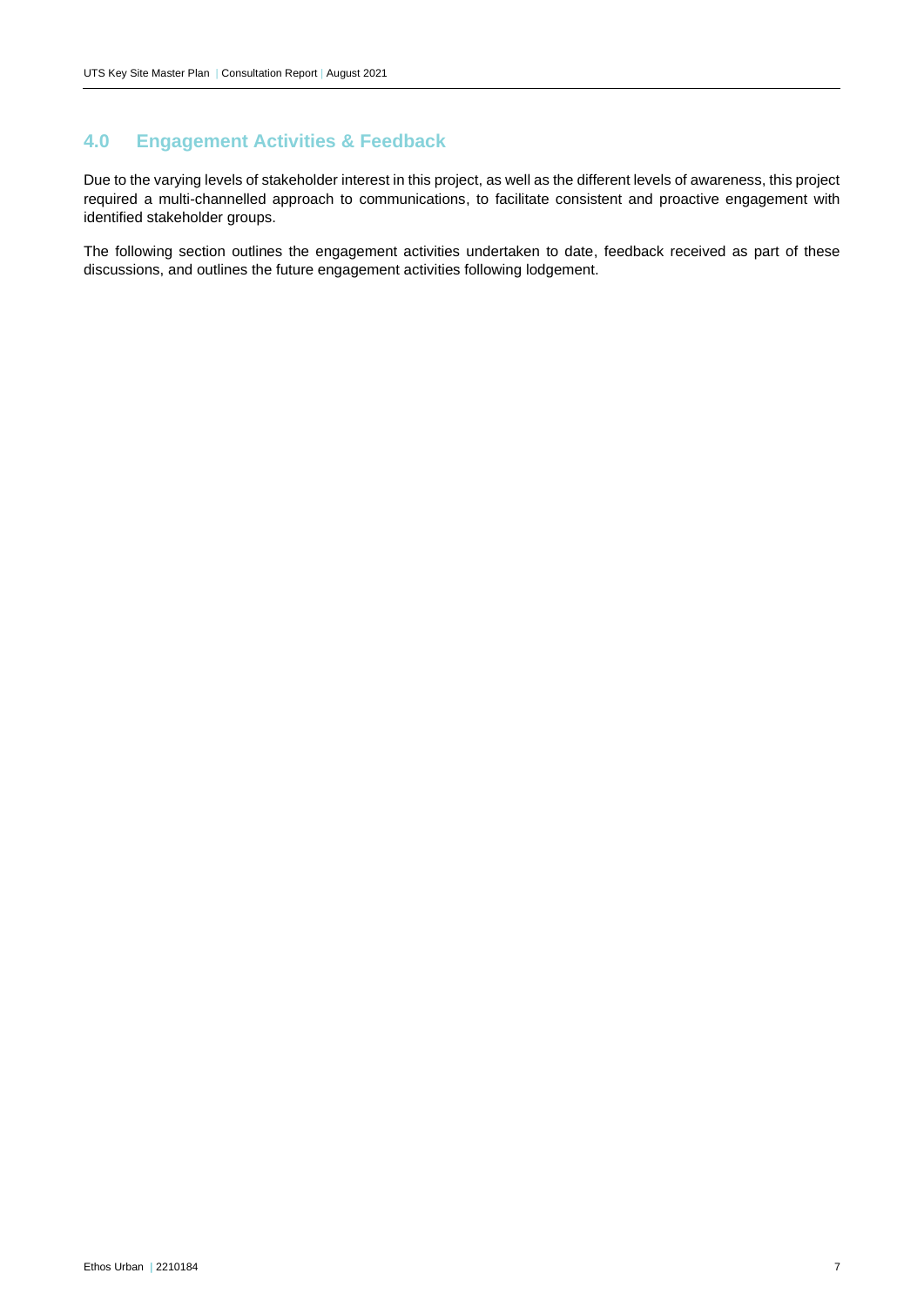## 4.0 Engagement Activities & Feedback

Due to the varying levels of stakeholder interest in this project, as well as the different levels of awareness, this project required a multi-channelled approach to communications, to facilitate consistent and proactive engagement with identified stakeholder groups.

The following section outlines the engagement activities undertaken to date, feedback received as part of these discussions, and outlines the future engagement activities following lodgement.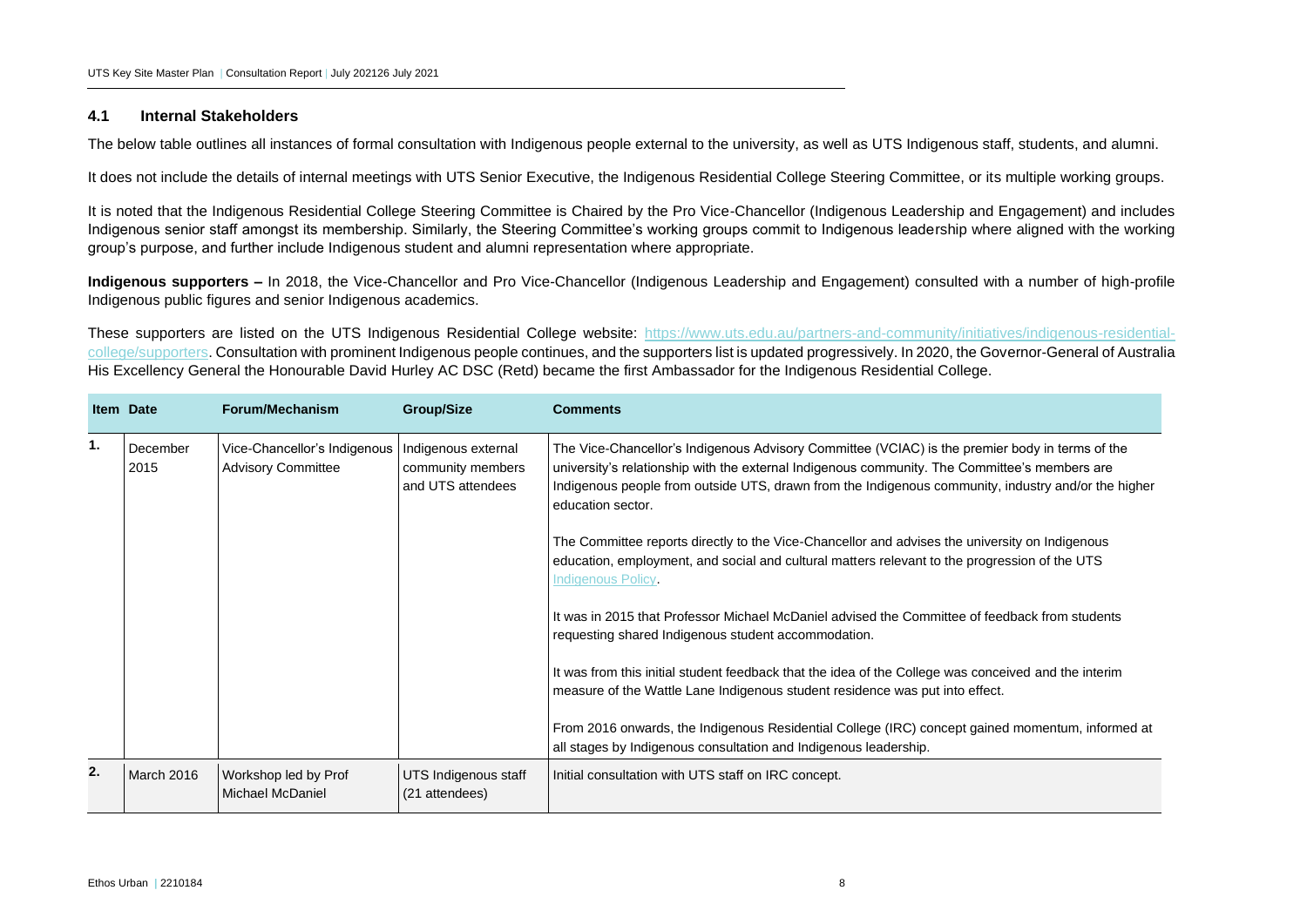## 4.1 Internal Stakeholders

The below table outlines all instances of formal consultation with Indigenous people external to the university, as well as UTS Indigenous staff, students, and alumni.

It does not include the details of internal meetings with UTS Senior Executive, the Indigenous Residential College Steering Committee, or its multiple working groups.

It is noted that the Indigenous Residential College Steering Committee is Chaired by the Pro Vice-Chancellor (Indigenous Leadership and Engagement) and includes Indigenous senior staff amongst its membership. Similarly, the Steering Committee's working groups commit to Indigenous leadership where aligned with the working group's purpose, and further include Indigenous student and alumni representation where appropriate.

**Indigenous supporters –** In 2018, the Vice-Chancellor and Pro Vice-Chancellor (Indigenous Leadership and Engagement) consulted with a number of high-profile Indigenous public figures and senior Indigenous academics.

These supporters are listed on the UTS Indigenous Residential College website: https://www.uts.edu.au/partners-and-community/initiatives/indigenous-residential-college/supporters. Consultation with prominent Indigenous people continues, and the supporters list is updated progressively. In 2020, the Governor-General of Australia His Excellency General the Honourable David Hurley AC DSC (Retd) became the first Ambassador for the Indigenous Residential College.

| Item | Date | Forum/Mechanism | Group/Size | Comments |
|---|---|---|---|---|
| 1. | December 2015 | Vice-Chancellor's Indigenous Advisory Committee | Indigenous external community members and UTS attendees | The Vice-Chancellor's Indigenous Advisory Committee (VCIAC) is the premier body in terms of the university's relationship with the external Indigenous community. The Committee's members are Indigenous people from outside UTS, drawn from the Indigenous community, industry and/or the higher education sector.<br><br>The Committee reports directly to the Vice-Chancellor and advises the university on Indigenous education, employment, and social and cultural matters relevant to the progression of the UTS Indigenous Policy.<br><br>It was in 2015 that Professor Michael McDaniel advised the Committee of feedback from students requesting shared Indigenous student accommodation.<br><br>It was from this initial student feedback that the idea of the College was conceived and the interim measure of the Wattle Lane Indigenous student residence was put into effect.<br><br>From 2016 onwards, the Indigenous Residential College (IRC) concept gained momentum, informed at all stages by Indigenous consultation and Indigenous leadership. |
| 2. | March 2016 | Workshop led by Prof Michael McDaniel | UTS Indigenous staff (21 attendees) | Initial consultation with UTS staff on IRC concept. |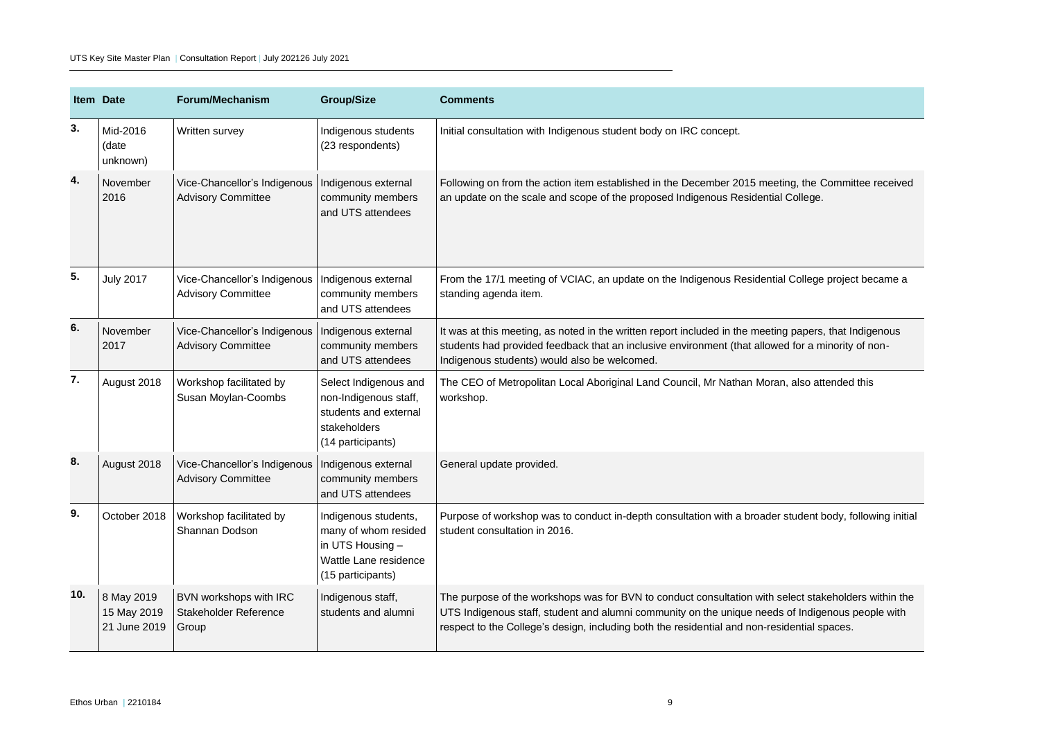| Item | Date | Forum/Mechanism | Group/Size | Comments |
| --- | --- | --- | --- | --- |
| 3. | Mid-2016 (date unknown) | Written survey | Indigenous students (23 respondents) | Initial consultation with Indigenous student body on IRC concept. |
| 4. | November 2016 | Vice-Chancellor's Indigenous Advisory Committee | Indigenous external community members and UTS attendees | Following on from the action item established in the December 2015 meeting, the Committee received an update on the scale and scope of the proposed Indigenous Residential College. |
| 5. | July 2017 | Vice-Chancellor's Indigenous Advisory Committee | Indigenous external community members and UTS attendees | From the 17/1 meeting of VCIAC, an update on the Indigenous Residential College project became a standing agenda item. |
| 6. | November 2017 | Vice-Chancellor's Indigenous Advisory Committee | Indigenous external community members and UTS attendees | It was at this meeting, as noted in the written report included in the meeting papers, that Indigenous students had provided feedback that an inclusive environment (that allowed for a minority of non-Indigenous students) would also be welcomed. |
| 7. | August 2018 | Workshop facilitated by Susan Moylan-Coombs | Select Indigenous and non-Indigenous staff, students and external stakeholders (14 participants) | The CEO of Metropolitan Local Aboriginal Land Council, Mr Nathan Moran, also attended this workshop. |
| 8. | August 2018 | Vice-Chancellor's Indigenous Advisory Committee | Indigenous external community members and UTS attendees | General update provided. |
| 9. | October 2018 | Workshop facilitated by Shannan Dodson | Indigenous students, many of whom resided in UTS Housing – Wattle Lane residence (15 participants) | Purpose of workshop was to conduct in-depth consultation with a broader student body, following initial student consultation in 2016. |
| 10. | 8 May 2019<br>15 May 2019<br>21 June 2019 | BVN workshops with IRC Stakeholder Reference Group | Indigenous staff, students and alumni | The purpose of the workshops was for BVN to conduct consultation with select stakeholders within the UTS Indigenous staff, student and alumni community on the unique needs of Indigenous people with respect to the College's design, including both the residential and non-residential spaces. |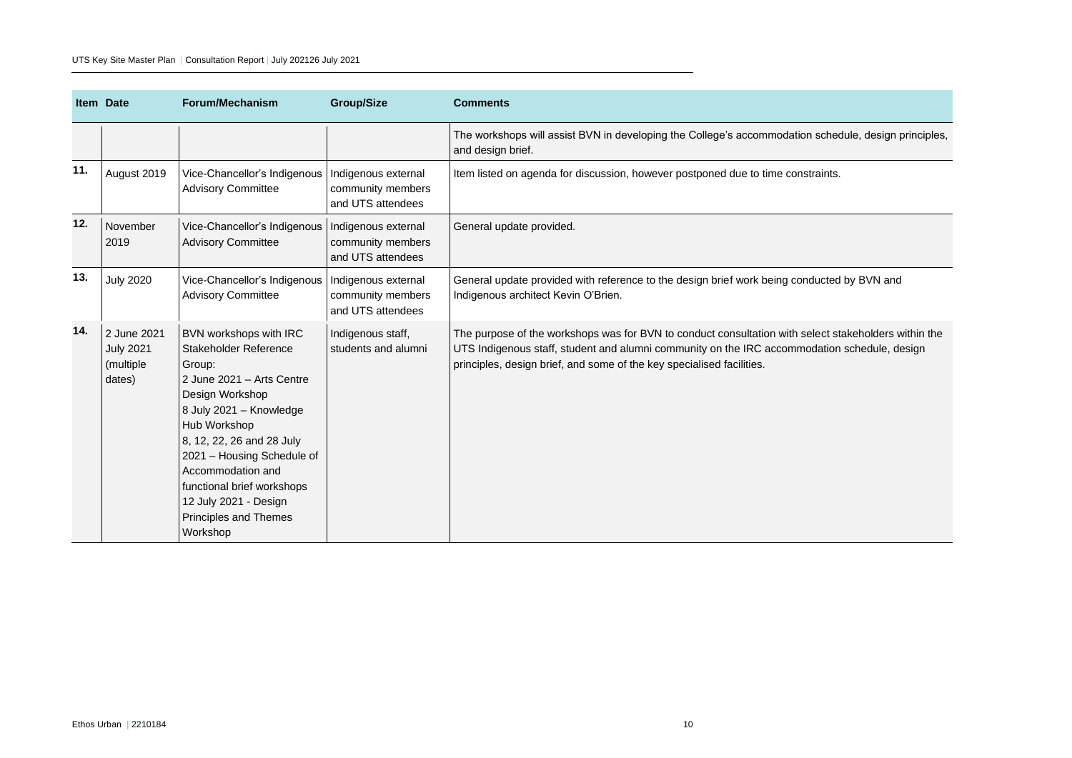| Item | Date | Forum/Mechanism | Group/Size | Comments |
|---|---|---|---|---|
| | | | | The workshops will assist BVN in developing the College's accommodation schedule, design principles, and design brief. |
| 11. | August 2019 | Vice-Chancellor's Indigenous Advisory Committee | Indigenous external community members and UTS attendees | Item listed on agenda for discussion, however postponed due to time constraints. |
| 12. | November 2019 | Vice-Chancellor's Indigenous Advisory Committee | Indigenous external community members and UTS attendees | General update provided. |
| 13. | July 2020 | Vice-Chancellor's Indigenous Advisory Committee | Indigenous external community members and UTS attendees | General update provided with reference to the design brief work being conducted by BVN and Indigenous architect Kevin O'Brien. |
| 14. | 2 June 2021 July 2021 (multiple dates) | BVN workshops with IRC Stakeholder Reference Group:<br>2 June 2021 – Arts Centre Design Workshop<br>8 July 2021 – Knowledge Hub Workshop<br>8, 12, 22, 26 and 28 July 2021 – Housing Schedule of Accommodation and functional brief workshops<br>12 July 2021 - Design Principles and Themes Workshop | Indigenous staff, students and alumni | The purpose of the workshops was for BVN to conduct consultation with select stakeholders within the UTS Indigenous staff, student and alumni community on the IRC accommodation schedule, design principles, design brief, and some of the key specialised facilities. |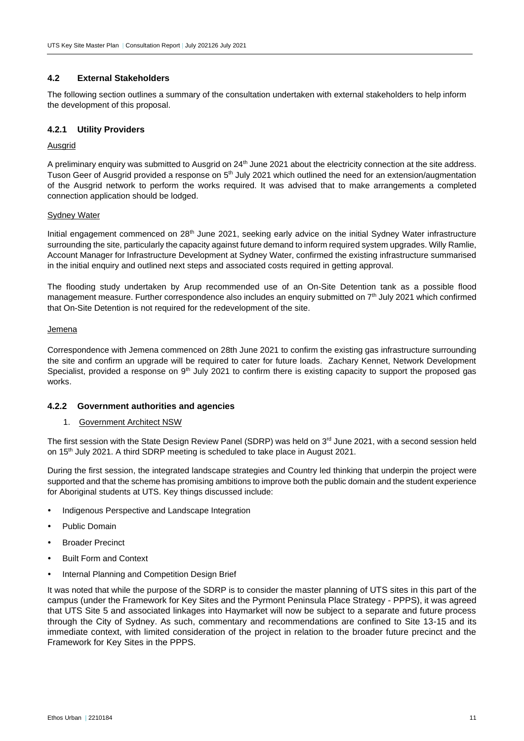## 4.2 External Stakeholders

The following section outlines a summary of the consultation undertaken with external stakeholders to help inform the development of this proposal.

### 4.2.1 Utility Providers

Ausgrid

A preliminary enquiry was submitted to Ausgrid on 24th June 2021 about the electricity connection at the site address. Tuson Geer of Ausgrid provided a response on 5th July 2021 which outlined the need for an extension/augmentation of the Ausgrid network to perform the works required. It was advised that to make arrangements a completed connection application should be lodged.

Sydney Water

Initial engagement commenced on 28th June 2021, seeking early advice on the initial Sydney Water infrastructure surrounding the site, particularly the capacity against future demand to inform required system upgrades. Willy Ramlie, Account Manager for Infrastructure Development at Sydney Water, confirmed the existing infrastructure summarised in the initial enquiry and outlined next steps and associated costs required in getting approval.

The flooding study undertaken by Arup recommended use of an On-Site Detention tank as a possible flood management measure. Further correspondence also includes an enquiry submitted on 7th July 2021 which confirmed that On-Site Detention is not required for the redevelopment of the site.

Jemena

Correspondence with Jemena commenced on 28th June 2021 to confirm the existing gas infrastructure surrounding the site and confirm an upgrade will be required to cater for future loads. Zachary Kennet, Network Development Specialist, provided a response on 9th July 2021 to confirm there is existing capacity to support the proposed gas works.

### 4.2.2 Government authorities and agencies

1. Government Architect NSW

The first session with the State Design Review Panel (SDRP) was held on 3rd June 2021, with a second session held on 15th July 2021. A third SDRP meeting is scheduled to take place in August 2021.

During the first session, the integrated landscape strategies and Country led thinking that underpin the project were supported and that the scheme has promising ambitions to improve both the public domain and the student experience for Aboriginal students at UTS. Key things discussed include:

- Indigenous Perspective and Landscape Integration
- Public Domain
- Broader Precinct
- Built Form and Context
- Internal Planning and Competition Design Brief

It was noted that while the purpose of the SDRP is to consider the master planning of UTS sites in this part of the campus (under the Framework for Key Sites and the Pyrmont Peninsula Place Strategy - PPPS), it was agreed that UTS Site 5 and associated linkages into Haymarket will now be subject to a separate and future process through the City of Sydney. As such, commentary and recommendations are confined to Site 13-15 and its immediate context, with limited consideration of the project in relation to the broader future precinct and the Framework for Key Sites in the PPPS.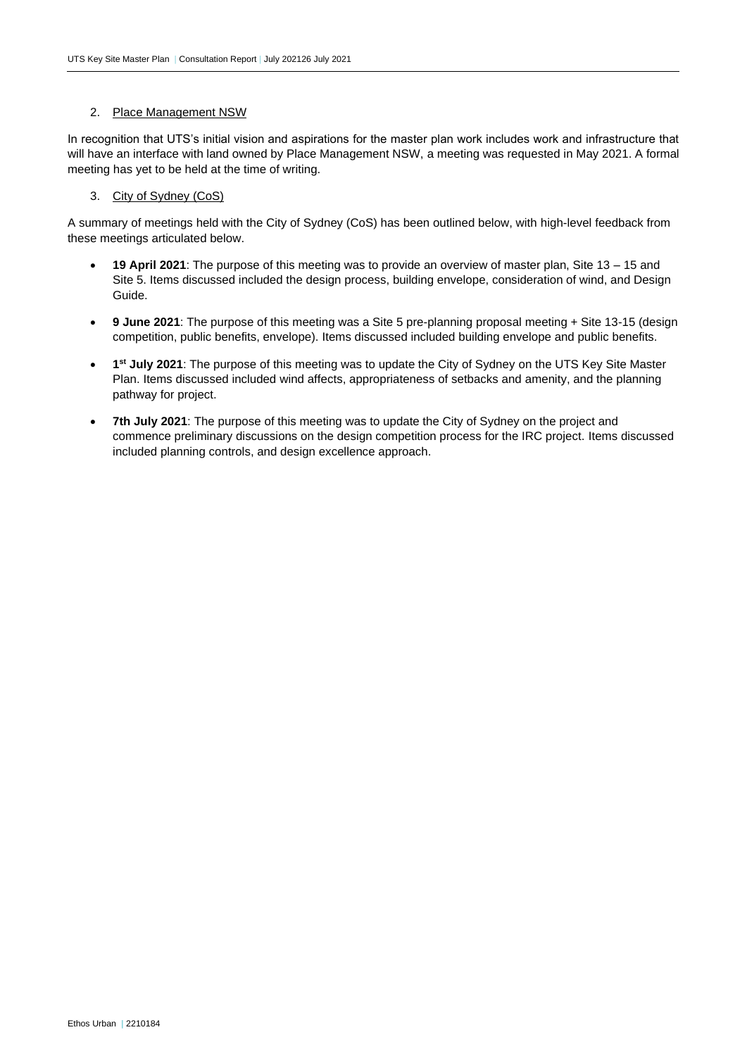2. Place Management NSW

In recognition that UTS's initial vision and aspirations for the master plan work includes work and infrastructure that will have an interface with land owned by Place Management NSW, a meeting was requested in May 2021. A formal meeting has yet to be held at the time of writing.

3. City of Sydney (CoS)

A summary of meetings held with the City of Sydney (CoS) has been outlined below, with high-level feedback from these meetings articulated below.

- **19 April 2021**: The purpose of this meeting was to provide an overview of master plan, Site 13 – 15 and Site 5. Items discussed included the design process, building envelope, consideration of wind, and Design Guide.
- **9 June 2021**: The purpose of this meeting was a Site 5 pre-planning proposal meeting + Site 13-15 (design competition, public benefits, envelope). Items discussed included building envelope and public benefits.
- **1st July 2021**: The purpose of this meeting was to update the City of Sydney on the UTS Key Site Master Plan. Items discussed included wind affects, appropriateness of setbacks and amenity, and the planning pathway for project.
- **7th July 2021**: The purpose of this meeting was to update the City of Sydney on the project and commence preliminary discussions on the design competition process for the IRC project. Items discussed included planning controls, and design excellence approach.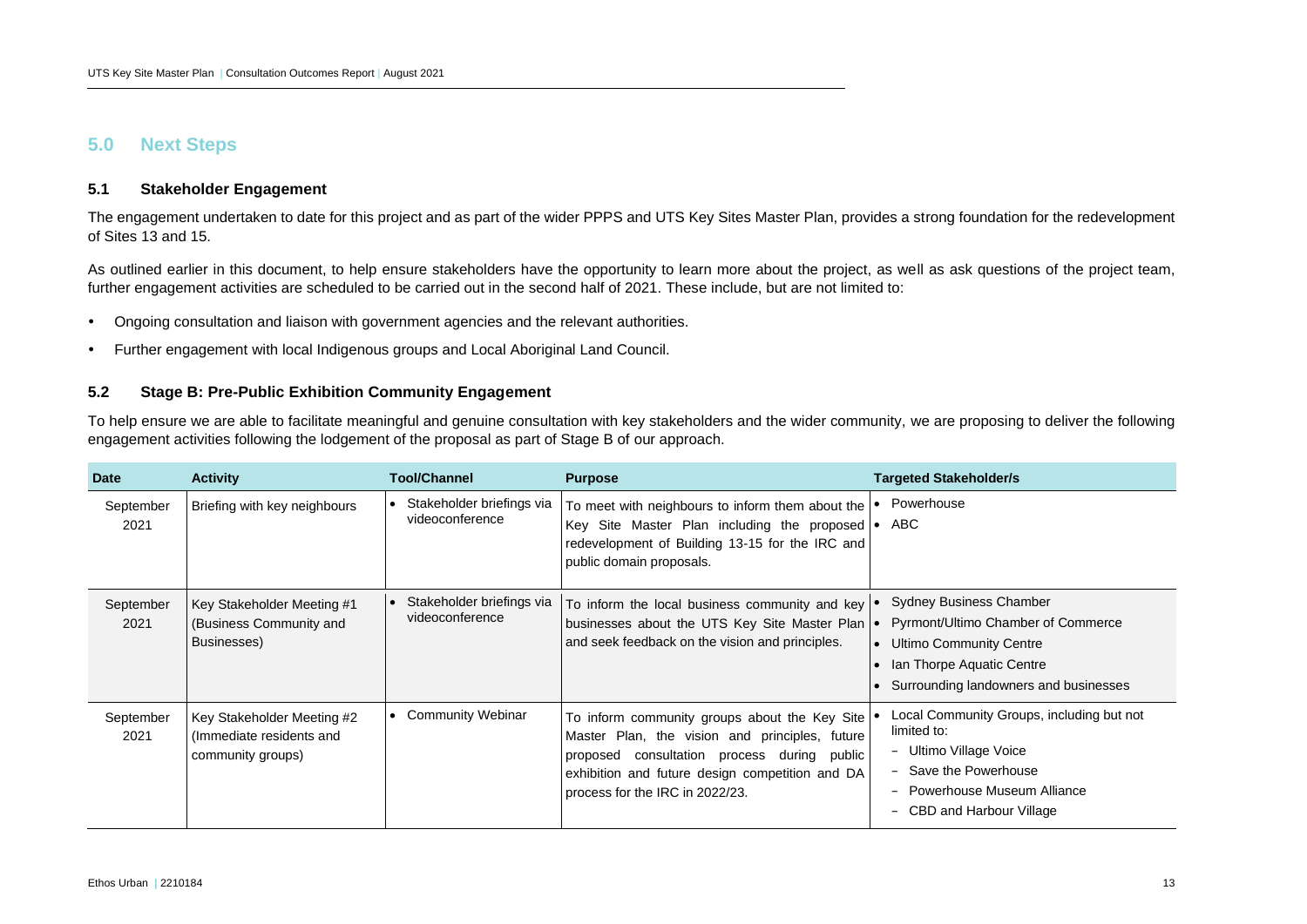## 5.0 Next Steps

### 5.1 Stakeholder Engagement

The engagement undertaken to date for this project and as part of the wider PPPS and UTS Key Sites Master Plan, provides a strong foundation for the redevelopment of Sites 13 and 15.

As outlined earlier in this document, to help ensure stakeholders have the opportunity to learn more about the project, as well as ask questions of the project team, further engagement activities are scheduled to be carried out in the second half of 2021. These include, but are not limited to:

- Ongoing consultation and liaison with government agencies and the relevant authorities.
- Further engagement with local Indigenous groups and Local Aboriginal Land Council.

### 5.2 Stage B: Pre-Public Exhibition Community Engagement

To help ensure we are able to facilitate meaningful and genuine consultation with key stakeholders and the wider community, we are proposing to deliver the following engagement activities following the lodgement of the proposal as part of Stage B of our approach.

| Date | Activity | Tool/Channel | Purpose | Targeted Stakeholder/s |
|---|---|---|---|---|
| September 2021 | Briefing with key neighbours | • Stakeholder briefings via videoconference | To meet with neighbours to inform them about the Key Site Master Plan including the proposed redevelopment of Building 13-15 for the IRC and public domain proposals. | • Powerhouse<br>• ABC |
| September 2021 | Key Stakeholder Meeting #1 (Business Community and Businesses) | • Stakeholder briefings via videoconference | To inform the local business community and key businesses about the UTS Key Site Master Plan and seek feedback on the vision and principles. | • Sydney Business Chamber<br>• Pyrmont/Ultimo Chamber of Commerce<br>• Ultimo Community Centre<br>• Ian Thorpe Aquatic Centre<br>• Surrounding landowners and businesses |
| September 2021 | Key Stakeholder Meeting #2 (Immediate residents and community groups) | • Community Webinar | To inform community groups about the Key Site Master Plan, the vision and principles, future proposed consultation process during public exhibition and future design competition and DA process for the IRC in 2022/23. | • Local Community Groups, including but not limited to:<br>  - Ultimo Village Voice<br>  - Save the Powerhouse<br>  - Powerhouse Museum Alliance<br>  - CBD and Harbour Village |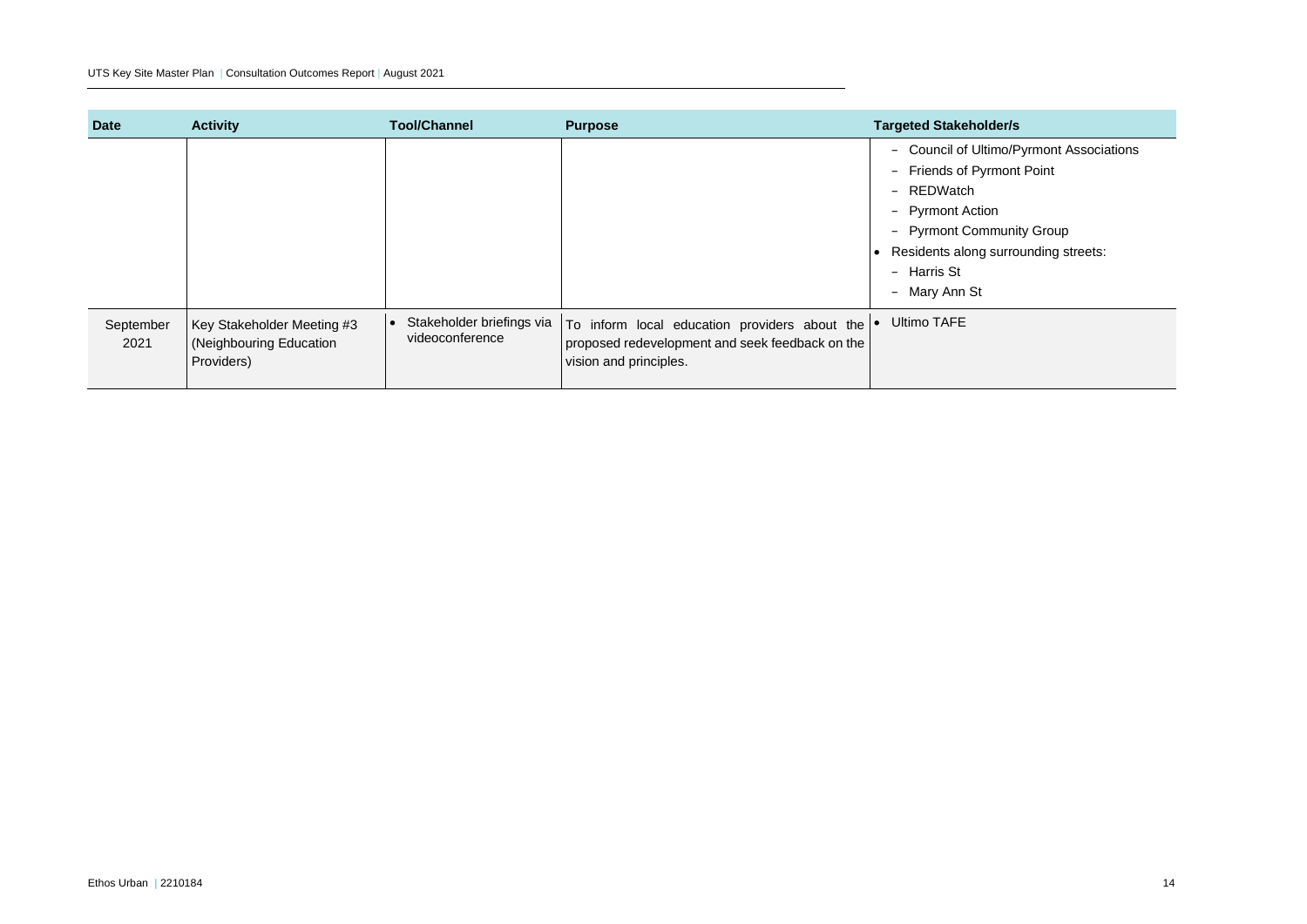| Date | Activity | Tool/Channel | Purpose | Targeted Stakeholder/s |
|---|---|---|---|---|
| | | | | - Council of Ultimo/Pyrmont Associations<br>- Friends of Pyrmont Point<br>- REDWatch<br>- Pyrmont Action<br>- Pyrmont Community Group<br>• Residents along surrounding streets:<br>- Harris St<br>- Mary Ann St |
| September 2021 | Key Stakeholder Meeting #3 (Neighbouring Education Providers) | • Stakeholder briefings via videoconference | To inform local education providers about the proposed redevelopment and seek feedback on the vision and principles. | • Ultimo TAFE |